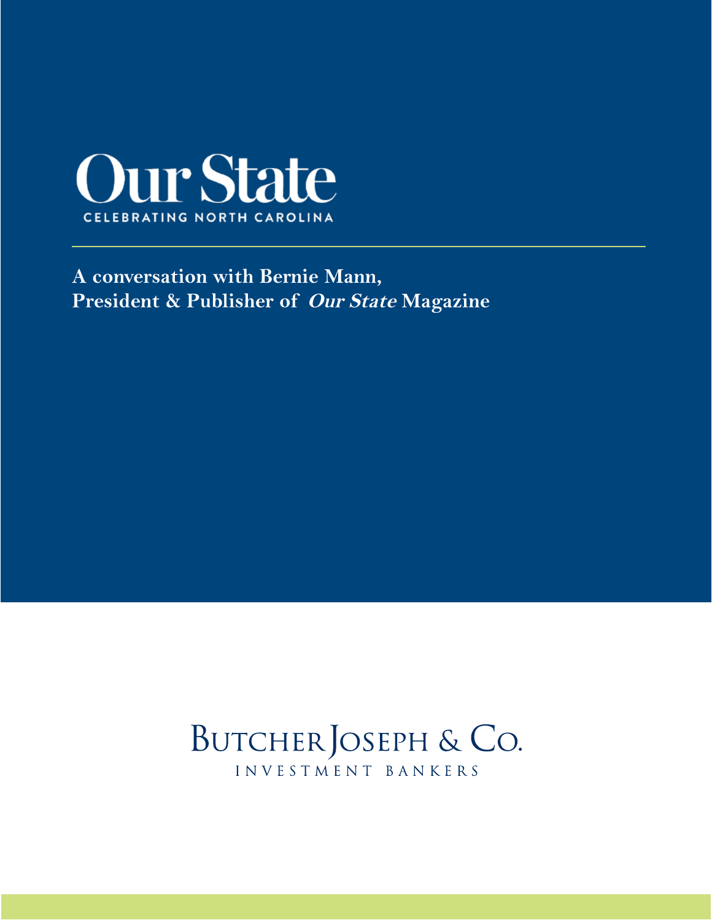# Our State

CELEBRATING NORTH CAROLINA

---

**A conversation with Bernie Mann,**
**President & Publisher of *Our State* Magazine**

BUTCHER JOSEPH & CO.

INVESTMENT BANKERS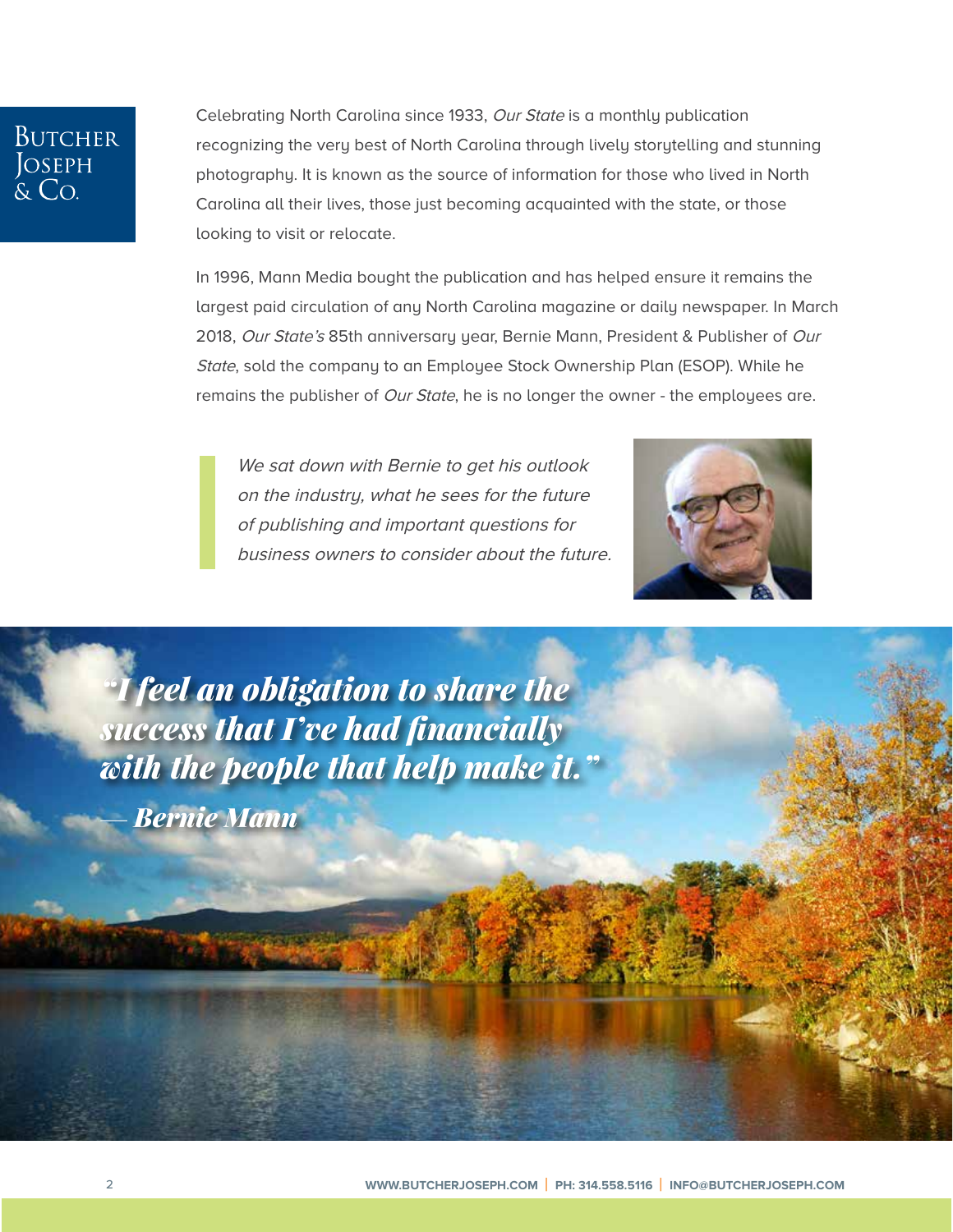Celebrating North Carolina since 1933, *Our State* is a monthly publication recognizing the very best of North Carolina through lively storytelling and stunning photography. It is known as the source of information for those who lived in North Carolina all their lives, those just becoming acquainted with the state, or those looking to visit or relocate.

In 1996, Mann Media bought the publication and has helped ensure it remains the largest paid circulation of any North Carolina magazine or daily newspaper. In March 2018, *Our State's* 85th anniversary year, Bernie Mann, President & Publisher of *Our State*, sold the company to an Employee Stock Ownership Plan (ESOP). While he remains the publisher of *Our State*, he is no longer the owner - the employees are.

> *We sat down with Bernie to get his outlook on the industry, what he sees for the future of publishing and important questions for business owners to consider about the future.*

> ***"I feel an obligation to share the success that I've had financially with the people that help make it."***
>
> ***— Bernie Mann***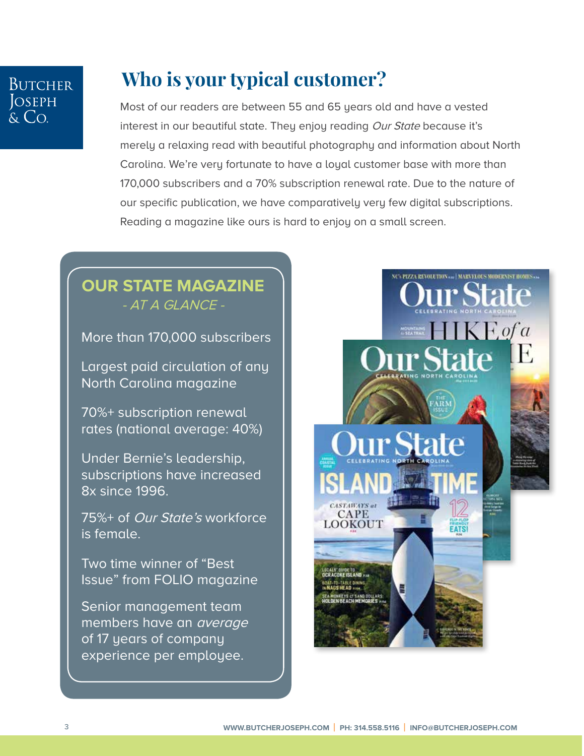## Who is your typical customer?

Most of our readers are between 55 and 65 years old and have a vested interest in our beautiful state. They enjoy reading *Our State* because it's merely a relaxing read with beautiful photography and information about North Carolina. We're very fortunate to have a loyal customer base with more than 170,000 subscribers and a 70% subscription renewal rate. Due to the nature of our specific publication, we have comparatively very few digital subscriptions. Reading a magazine like ours is hard to enjoy on a small screen.

### OUR STATE MAGAZINE
*- AT A GLANCE -*

More than 170,000 subscribers

Largest paid circulation of any North Carolina magazine

70%+ subscription renewal rates (national average: 40%)

Under Bernie's leadership, subscriptions have increased 8x since 1996.

75%+ of *Our State's* workforce is female.

Two time winner of "Best Issue" from FOLIO magazine

Senior management team members have an *average* of 17 years of company experience per employee.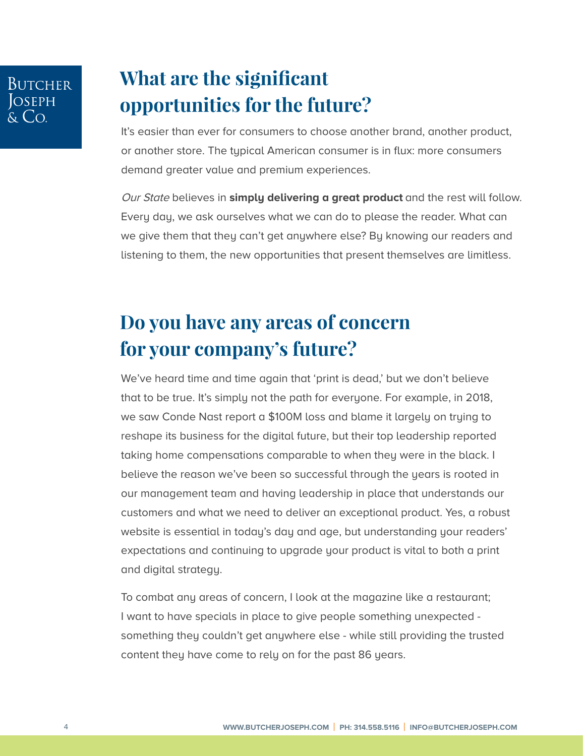## What are the significant opportunities for the future?

It's easier than ever for consumers to choose another brand, another product, or another store. The typical American consumer is in flux: more consumers demand greater value and premium experiences.

*Our State* believes in **simply delivering a great product** and the rest will follow. Every day, we ask ourselves what we can do to please the reader. What can we give them that they can't get anywhere else? By knowing our readers and listening to them, the new opportunities that present themselves are limitless.

## Do you have any areas of concern for your company's future?

We've heard time and time again that 'print is dead,' but we don't believe that to be true. It's simply not the path for everyone. For example, in 2018, we saw Conde Nast report a $100M loss and blame it largely on trying to reshape its business for the digital future, but their top leadership reported taking home compensations comparable to when they were in the black. I believe the reason we've been so successful through the years is rooted in our management team and having leadership in place that understands our customers and what we need to deliver an exceptional product. Yes, a robust website is essential in today's day and age, but understanding your readers' expectations and continuing to upgrade your product is vital to both a print and digital strategy.

To combat any areas of concern, I look at the magazine like a restaurant; I want to have specials in place to give people something unexpected - something they couldn't get anywhere else - while still providing the trusted content they have come to rely on for the past 86 years.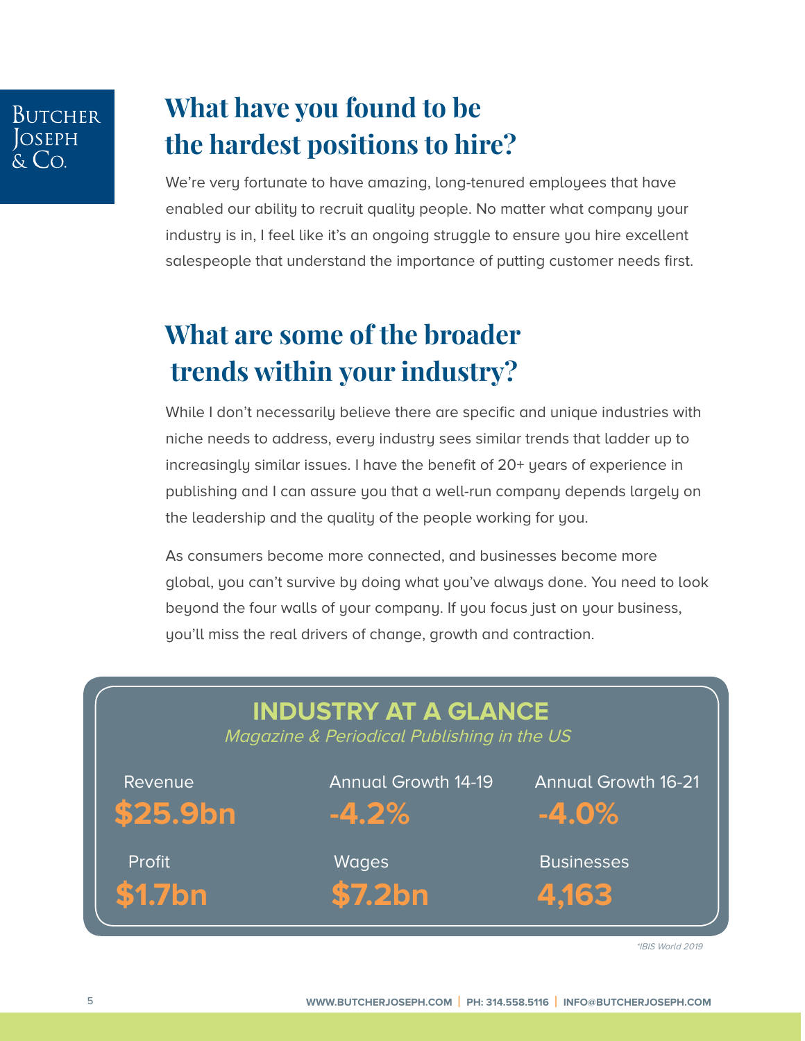## What have you found to be the hardest positions to hire?

We're very fortunate to have amazing, long-tenured employees that have enabled our ability to recruit quality people. No matter what company your industry is in, I feel like it's an ongoing struggle to ensure you hire excellent salespeople that understand the importance of putting customer needs first.

## What are some of the broader trends within your industry?

While I don't necessarily believe there are specific and unique industries with niche needs to address, every industry sees similar trends that ladder up to increasingly similar issues. I have the benefit of 20+ years of experience in publishing and I can assure you that a well-run company depends largely on the leadership and the quality of the people working for you.

As consumers become more connected, and businesses become more global, you can't survive by doing what you've always done. You need to look beyond the four walls of your company. If you focus just on your business, you'll miss the real drivers of change, growth and contraction.

### INDUSTRY AT A GLANCE

*Magazine & Periodical Publishing in the US*

| Revenue | Annual Growth 14-19 | Annual Growth 16-21 |
| --- | --- | --- |
| **$25.9bn** | **-4.2%** | **-4.0%** |
| Profit | Wages | Businesses |
| **$1.7bn** | **$7.2bn** | **4,163** |

*\*IBIS World 2019*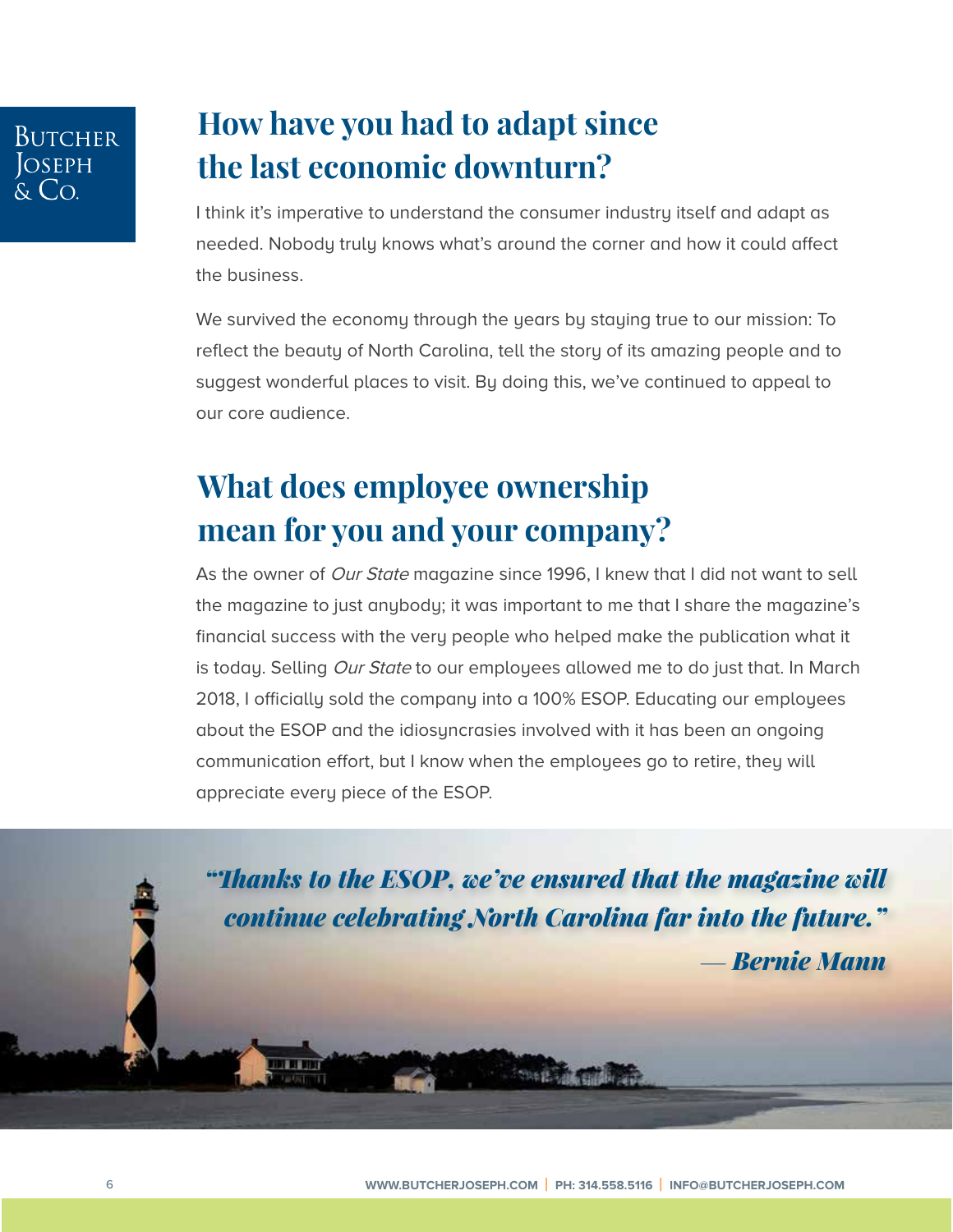## How have you had to adapt since the last economic downturn?

I think it's imperative to understand the consumer industry itself and adapt as needed. Nobody truly knows what's around the corner and how it could affect the business.

We survived the economy through the years by staying true to our mission: To reflect the beauty of North Carolina, tell the story of its amazing people and to suggest wonderful places to visit. By doing this, we've continued to appeal to our core audience.

## What does employee ownership mean for you and your company?

As the owner of *Our State* magazine since 1996, I knew that I did not want to sell the magazine to just anybody; it was important to me that I share the magazine's financial success with the very people who helped make the publication what it is today. Selling *Our State* to our employees allowed me to do just that. In March 2018, I officially sold the company into a 100% ESOP. Educating our employees about the ESOP and the idiosyncrasies involved with it has been an ongoing communication effort, but I know when the employees go to retire, they will appreciate every piece of the ESOP.

***"Thanks to the ESOP, we've ensured that the magazine will continue celebrating North Carolina far into the future."***

***— Bernie Mann***